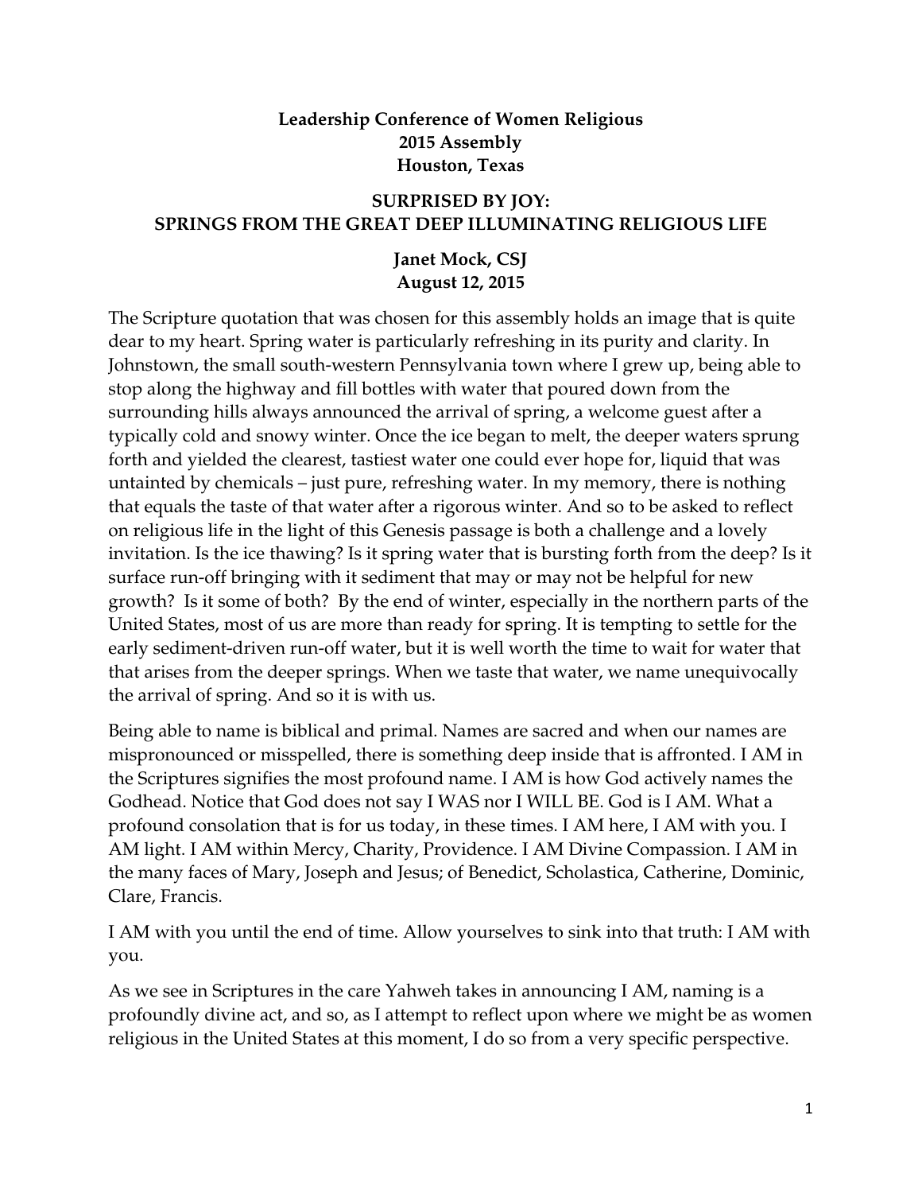**Leadership Conference of Women Religious**
**2015 Assembly**
**Houston, Texas**

# SURPRISED BY JOY: SPRINGS FROM THE GREAT DEEP ILLUMINATING RELIGIOUS LIFE

**Janet Mock, CSJ**
**August 12, 2015**

The Scripture quotation that was chosen for this assembly holds an image that is quite dear to my heart. Spring water is particularly refreshing in its purity and clarity. In Johnstown, the small south-western Pennsylvania town where I grew up, being able to stop along the highway and fill bottles with water that poured down from the surrounding hills always announced the arrival of spring, a welcome guest after a typically cold and snowy winter. Once the ice began to melt, the deeper waters sprung forth and yielded the clearest, tastiest water one could ever hope for, liquid that was untainted by chemicals – just pure, refreshing water. In my memory, there is nothing that equals the taste of that water after a rigorous winter. And so to be asked to reflect on religious life in the light of this Genesis passage is both a challenge and a lovely invitation. Is the ice thawing? Is it spring water that is bursting forth from the deep? Is it surface run-off bringing with it sediment that may or may not be helpful for new growth? Is it some of both? By the end of winter, especially in the northern parts of the United States, most of us are more than ready for spring. It is tempting to settle for the early sediment-driven run-off water, but it is well worth the time to wait for water that that arises from the deeper springs. When we taste that water, we name unequivocally the arrival of spring. And so it is with us.

Being able to name is biblical and primal. Names are sacred and when our names are mispronounced or misspelled, there is something deep inside that is affronted. I AM in the Scriptures signifies the most profound name. I AM is how God actively names the Godhead. Notice that God does not say I WAS nor I WILL BE. God is I AM. What a profound consolation that is for us today, in these times. I AM here, I AM with you. I AM light. I AM within Mercy, Charity, Providence. I AM Divine Compassion. I AM in the many faces of Mary, Joseph and Jesus; of Benedict, Scholastica, Catherine, Dominic, Clare, Francis.

I AM with you until the end of time. Allow yourselves to sink into that truth: I AM with you.

As we see in Scriptures in the care Yahweh takes in announcing I AM, naming is a profoundly divine act, and so, as I attempt to reflect upon where we might be as women religious in the United States at this moment, I do so from a very specific perspective.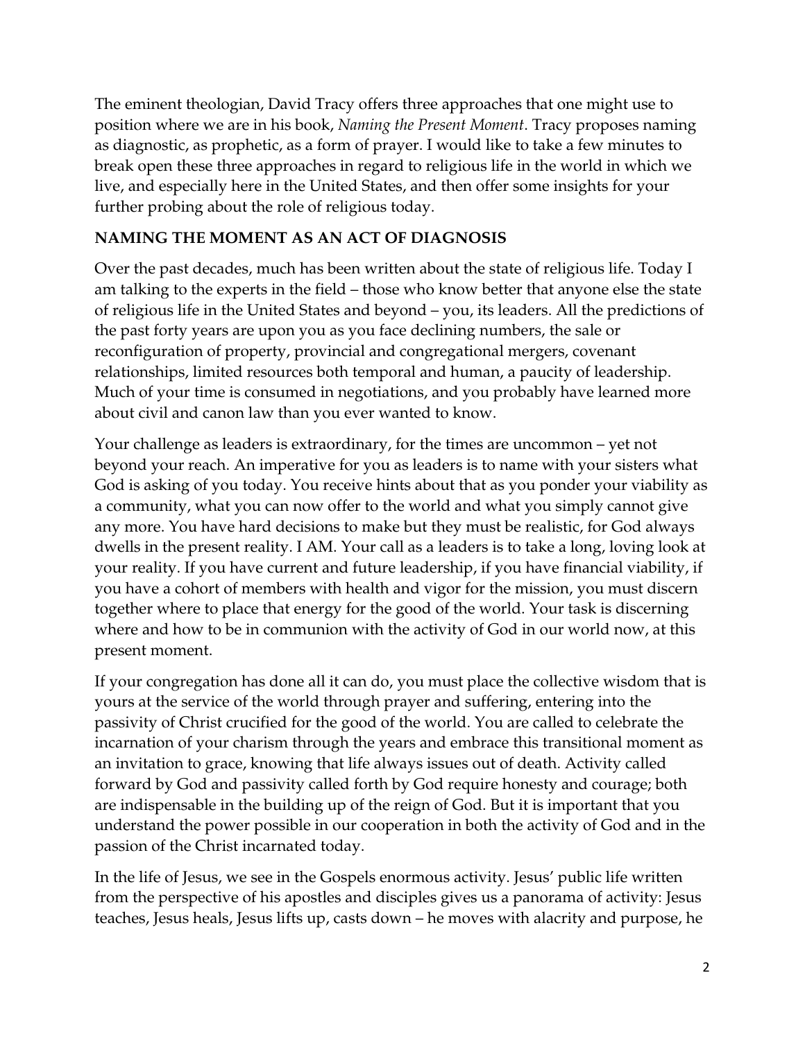The eminent theologian, David Tracy offers three approaches that one might use to position where we are in his book, *Naming the Present Moment*. Tracy proposes naming as diagnostic, as prophetic, as a form of prayer. I would like to take a few minutes to break open these three approaches in regard to religious life in the world in which we live, and especially here in the United States, and then offer some insights for your further probing about the role of religious today.

**NAMING THE MOMENT AS AN ACT OF DIAGNOSIS**

Over the past decades, much has been written about the state of religious life. Today I am talking to the experts in the field – those who know better that anyone else the state of religious life in the United States and beyond – you, its leaders. All the predictions of the past forty years are upon you as you face declining numbers, the sale or reconfiguration of property, provincial and congregational mergers, covenant relationships, limited resources both temporal and human, a paucity of leadership. Much of your time is consumed in negotiations, and you probably have learned more about civil and canon law than you ever wanted to know.

Your challenge as leaders is extraordinary, for the times are uncommon – yet not beyond your reach. An imperative for you as leaders is to name with your sisters what God is asking of you today. You receive hints about that as you ponder your viability as a community, what you can now offer to the world and what you simply cannot give any more. You have hard decisions to make but they must be realistic, for God always dwells in the present reality. I AM. Your call as a leaders is to take a long, loving look at your reality. If you have current and future leadership, if you have financial viability, if you have a cohort of members with health and vigor for the mission, you must discern together where to place that energy for the good of the world. Your task is discerning where and how to be in communion with the activity of God in our world now, at this present moment.

If your congregation has done all it can do, you must place the collective wisdom that is yours at the service of the world through prayer and suffering, entering into the passivity of Christ crucified for the good of the world. You are called to celebrate the incarnation of your charism through the years and embrace this transitional moment as an invitation to grace, knowing that life always issues out of death. Activity called forward by God and passivity called forth by God require honesty and courage; both are indispensable in the building up of the reign of God. But it is important that you understand the power possible in our cooperation in both the activity of God and in the passion of the Christ incarnated today.

In the life of Jesus, we see in the Gospels enormous activity. Jesus' public life written from the perspective of his apostles and disciples gives us a panorama of activity: Jesus teaches, Jesus heals, Jesus lifts up, casts down – he moves with alacrity and purpose, he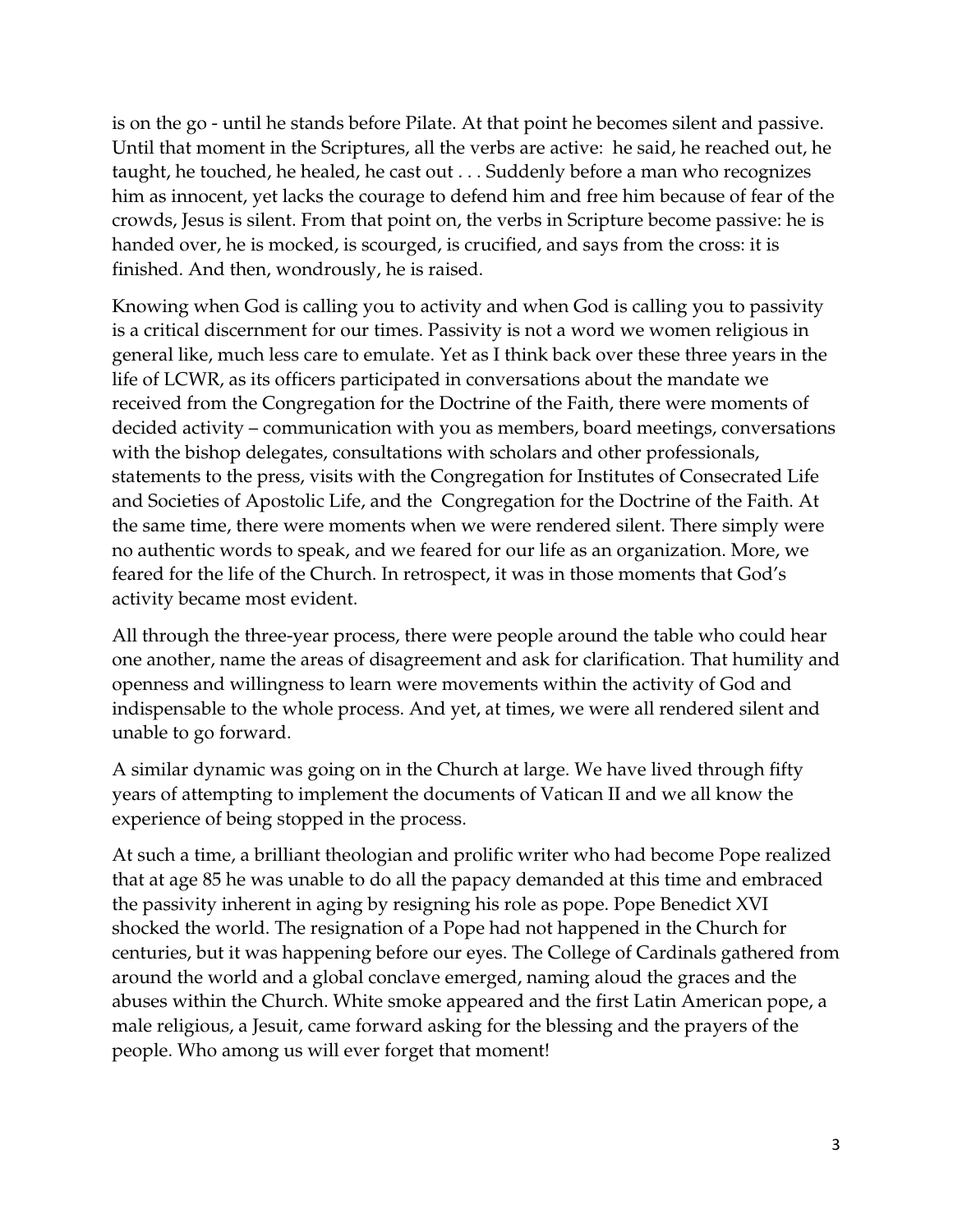is on the go - until he stands before Pilate. At that point he becomes silent and passive. Until that moment in the Scriptures, all the verbs are active: he said, he reached out, he taught, he touched, he healed, he cast out . . . Suddenly before a man who recognizes him as innocent, yet lacks the courage to defend him and free him because of fear of the crowds, Jesus is silent. From that point on, the verbs in Scripture become passive: he is handed over, he is mocked, is scourged, is crucified, and says from the cross: it is finished. And then, wondrously, he is raised.

Knowing when God is calling you to activity and when God is calling you to passivity is a critical discernment for our times. Passivity is not a word we women religious in general like, much less care to emulate. Yet as I think back over these three years in the life of LCWR, as its officers participated in conversations about the mandate we received from the Congregation for the Doctrine of the Faith, there were moments of decided activity – communication with you as members, board meetings, conversations with the bishop delegates, consultations with scholars and other professionals, statements to the press, visits with the Congregation for Institutes of Consecrated Life and Societies of Apostolic Life, and the Congregation for the Doctrine of the Faith. At the same time, there were moments when we were rendered silent. There simply were no authentic words to speak, and we feared for our life as an organization. More, we feared for the life of the Church. In retrospect, it was in those moments that God's activity became most evident.

All through the three-year process, there were people around the table who could hear one another, name the areas of disagreement and ask for clarification. That humility and openness and willingness to learn were movements within the activity of God and indispensable to the whole process. And yet, at times, we were all rendered silent and unable to go forward.

A similar dynamic was going on in the Church at large. We have lived through fifty years of attempting to implement the documents of Vatican II and we all know the experience of being stopped in the process.

At such a time, a brilliant theologian and prolific writer who had become Pope realized that at age 85 he was unable to do all the papacy demanded at this time and embraced the passivity inherent in aging by resigning his role as pope. Pope Benedict XVI shocked the world. The resignation of a Pope had not happened in the Church for centuries, but it was happening before our eyes. The College of Cardinals gathered from around the world and a global conclave emerged, naming aloud the graces and the abuses within the Church. White smoke appeared and the first Latin American pope, a male religious, a Jesuit, came forward asking for the blessing and the prayers of the people. Who among us will ever forget that moment!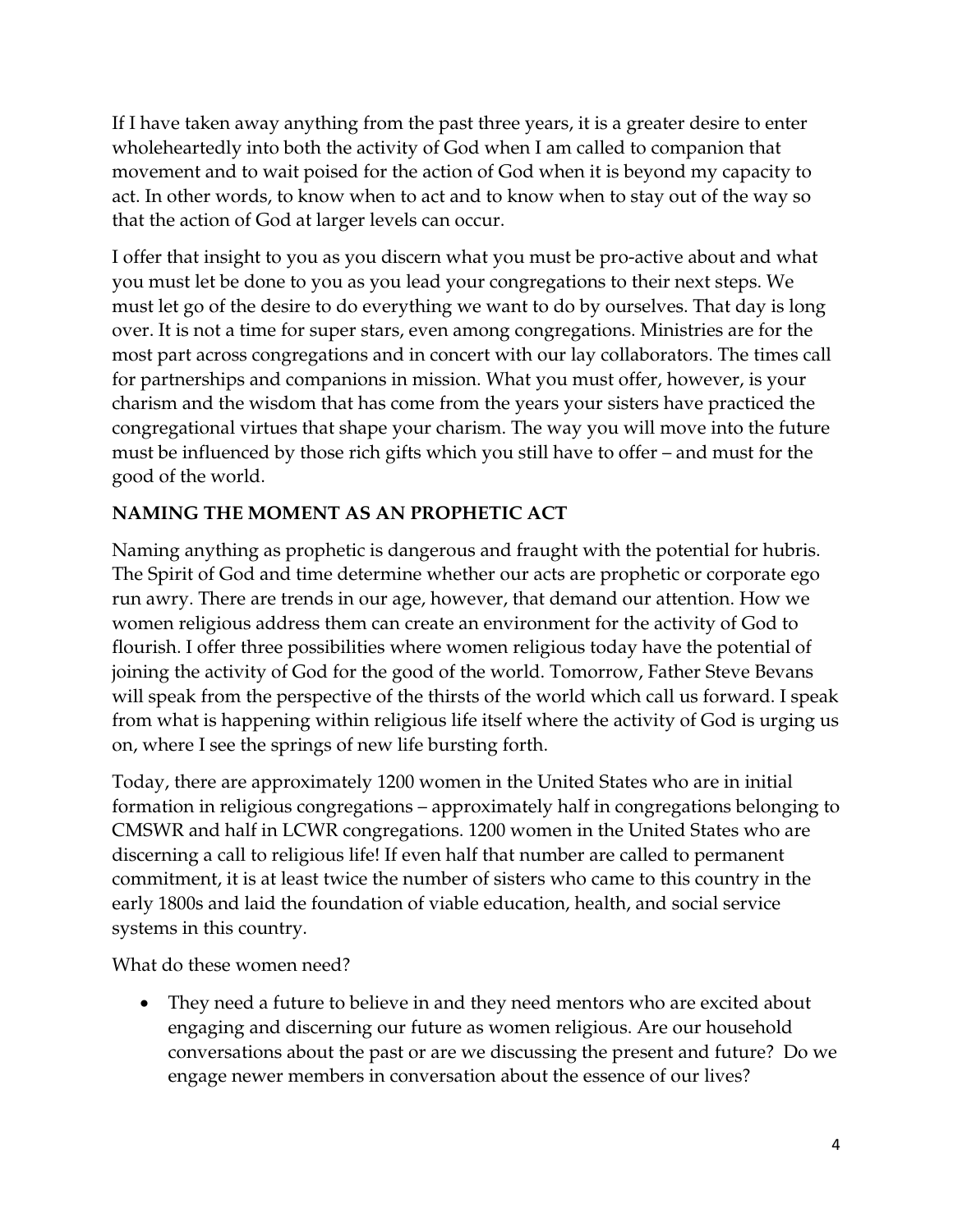If I have taken away anything from the past three years, it is a greater desire to enter wholeheartedly into both the activity of God when I am called to companion that movement and to wait poised for the action of God when it is beyond my capacity to act. In other words, to know when to act and to know when to stay out of the way so that the action of God at larger levels can occur.

I offer that insight to you as you discern what you must be pro-active about and what you must let be done to you as you lead your congregations to their next steps. We must let go of the desire to do everything we want to do by ourselves. That day is long over. It is not a time for super stars, even among congregations. Ministries are for the most part across congregations and in concert with our lay collaborators. The times call for partnerships and companions in mission. What you must offer, however, is your charism and the wisdom that has come from the years your sisters have practiced the congregational virtues that shape your charism. The way you will move into the future must be influenced by those rich gifts which you still have to offer – and must for the good of the world.

## NAMING THE MOMENT AS AN PROPHETIC ACT

Naming anything as prophetic is dangerous and fraught with the potential for hubris. The Spirit of God and time determine whether our acts are prophetic or corporate ego run awry. There are trends in our age, however, that demand our attention. How we women religious address them can create an environment for the activity of God to flourish. I offer three possibilities where women religious today have the potential of joining the activity of God for the good of the world. Tomorrow, Father Steve Bevans will speak from the perspective of the thirsts of the world which call us forward. I speak from what is happening within religious life itself where the activity of God is urging us on, where I see the springs of new life bursting forth.

Today, there are approximately 1200 women in the United States who are in initial formation in religious congregations – approximately half in congregations belonging to CMSWR and half in LCWR congregations. 1200 women in the United States who are discerning a call to religious life! If even half that number are called to permanent commitment, it is at least twice the number of sisters who came to this country in the early 1800s and laid the foundation of viable education, health, and social service systems in this country.

What do these women need?

- They need a future to believe in and they need mentors who are excited about engaging and discerning our future as women religious. Are our household conversations about the past or are we discussing the present and future? Do we engage newer members in conversation about the essence of our lives?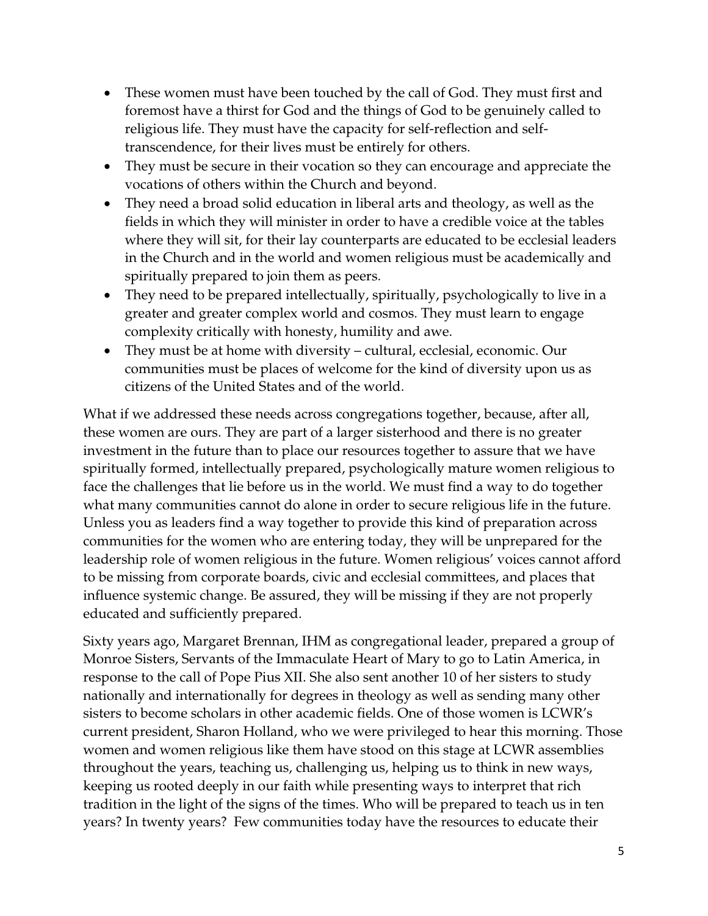- These women must have been touched by the call of God. They must first and foremost have a thirst for God and the things of God to be genuinely called to religious life. They must have the capacity for self-reflection and self-transcendence, for their lives must be entirely for others.
- They must be secure in their vocation so they can encourage and appreciate the vocations of others within the Church and beyond.
- They need a broad solid education in liberal arts and theology, as well as the fields in which they will minister in order to have a credible voice at the tables where they will sit, for their lay counterparts are educated to be ecclesial leaders in the Church and in the world and women religious must be academically and spiritually prepared to join them as peers.
- They need to be prepared intellectually, spiritually, psychologically to live in a greater and greater complex world and cosmos. They must learn to engage complexity critically with honesty, humility and awe.
- They must be at home with diversity – cultural, ecclesial, economic. Our communities must be places of welcome for the kind of diversity upon us as citizens of the United States and of the world.

What if we addressed these needs across congregations together, because, after all, these women are ours. They are part of a larger sisterhood and there is no greater investment in the future than to place our resources together to assure that we have spiritually formed, intellectually prepared, psychologically mature women religious to face the challenges that lie before us in the world. We must find a way to do together what many communities cannot do alone in order to secure religious life in the future. Unless you as leaders find a way together to provide this kind of preparation across communities for the women who are entering today, they will be unprepared for the leadership role of women religious in the future. Women religious' voices cannot afford to be missing from corporate boards, civic and ecclesial committees, and places that influence systemic change. Be assured, they will be missing if they are not properly educated and sufficiently prepared.

Sixty years ago, Margaret Brennan, IHM as congregational leader, prepared a group of Monroe Sisters, Servants of the Immaculate Heart of Mary to go to Latin America, in response to the call of Pope Pius XII. She also sent another 10 of her sisters to study nationally and internationally for degrees in theology as well as sending many other sisters to become scholars in other academic fields. One of those women is LCWR's current president, Sharon Holland, who we were privileged to hear this morning. Those women and women religious like them have stood on this stage at LCWR assemblies throughout the years, teaching us, challenging us, helping us to think in new ways, keeping us rooted deeply in our faith while presenting ways to interpret that rich tradition in the light of the signs of the times. Who will be prepared to teach us in ten years? In twenty years? Few communities today have the resources to educate their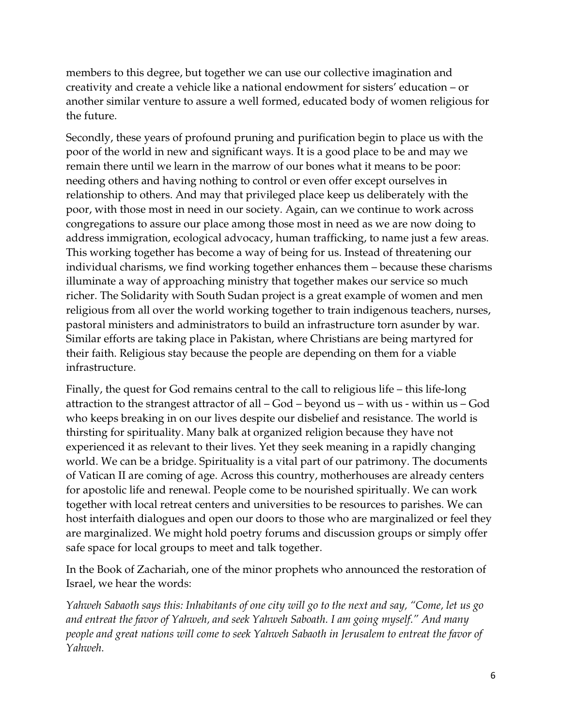members to this degree, but together we can use our collective imagination and creativity and create a vehicle like a national endowment for sisters' education – or another similar venture to assure a well formed, educated body of women religious for the future.

Secondly, these years of profound pruning and purification begin to place us with the poor of the world in new and significant ways. It is a good place to be and may we remain there until we learn in the marrow of our bones what it means to be poor: needing others and having nothing to control or even offer except ourselves in relationship to others. And may that privileged place keep us deliberately with the poor, with those most in need in our society. Again, can we continue to work across congregations to assure our place among those most in need as we are now doing to address immigration, ecological advocacy, human trafficking, to name just a few areas. This working together has become a way of being for us. Instead of threatening our individual charisms, we find working together enhances them – because these charisms illuminate a way of approaching ministry that together makes our service so much richer. The Solidarity with South Sudan project is a great example of women and men religious from all over the world working together to train indigenous teachers, nurses, pastoral ministers and administrators to build an infrastructure torn asunder by war. Similar efforts are taking place in Pakistan, where Christians are being martyred for their faith. Religious stay because the people are depending on them for a viable infrastructure.

Finally, the quest for God remains central to the call to religious life – this life-long attraction to the strangest attractor of all – God – beyond us – with us - within us – God who keeps breaking in on our lives despite our disbelief and resistance. The world is thirsting for spirituality. Many balk at organized religion because they have not experienced it as relevant to their lives. Yet they seek meaning in a rapidly changing world. We can be a bridge. Spirituality is a vital part of our patrimony. The documents of Vatican II are coming of age. Across this country, motherhouses are already centers for apostolic life and renewal. People come to be nourished spiritually. We can work together with local retreat centers and universities to be resources to parishes. We can host interfaith dialogues and open our doors to those who are marginalized or feel they are marginalized. We might hold poetry forums and discussion groups or simply offer safe space for local groups to meet and talk together.

In the Book of Zachariah, one of the minor prophets who announced the restoration of Israel, we hear the words:

*Yahweh Sabaoth says this: Inhabitants of one city will go to the next and say, "Come, let us go and entreat the favor of Yahweh, and seek Yahweh Saboath. I am going myself." And many people and great nations will come to seek Yahweh Sabaoth in Jerusalem to entreat the favor of Yahweh.*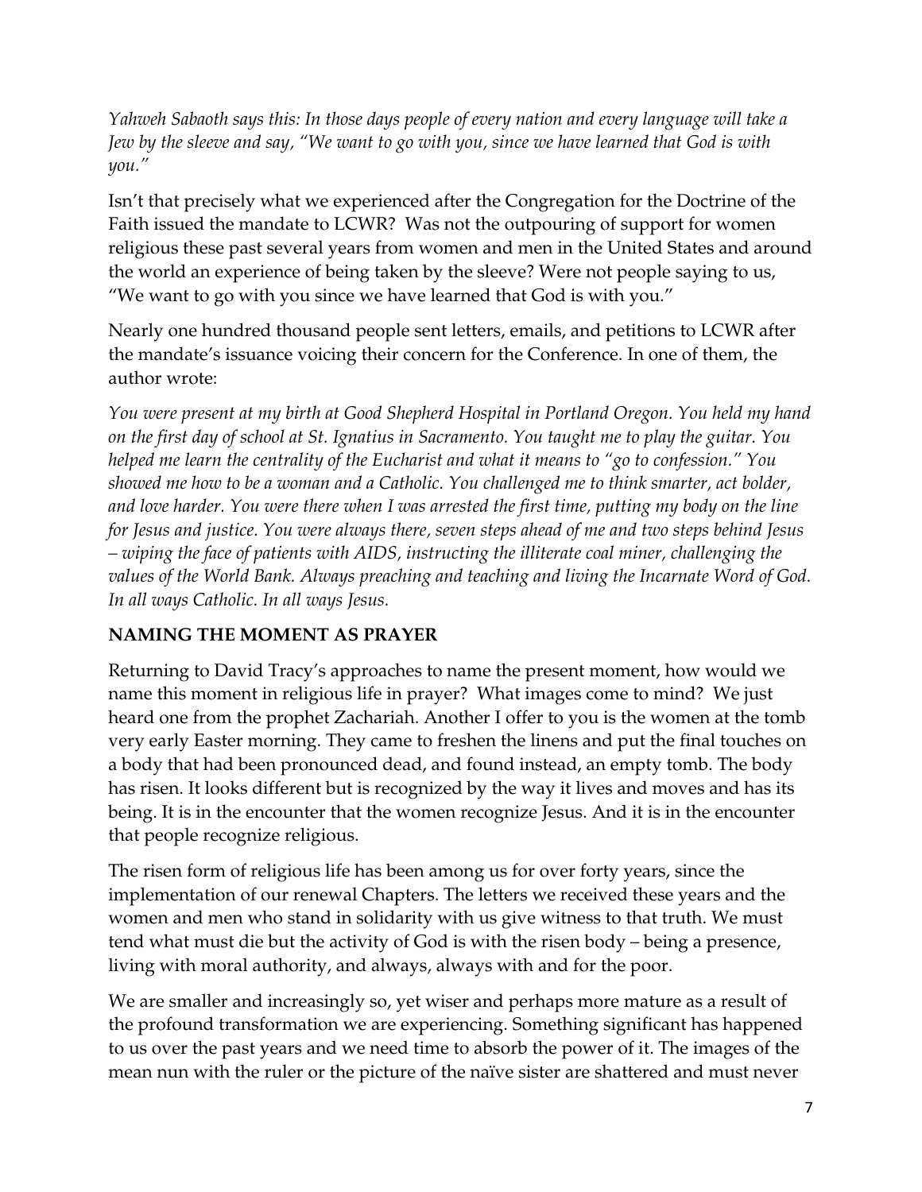*Yahweh Sabaoth says this: In those days people of every nation and every language will take a Jew by the sleeve and say, "We want to go with you, since we have learned that God is with you."*

Isn't that precisely what we experienced after the Congregation for the Doctrine of the Faith issued the mandate to LCWR? Was not the outpouring of support for women religious these past several years from women and men in the United States and around the world an experience of being taken by the sleeve? Were not people saying to us, "We want to go with you since we have learned that God is with you."

Nearly one hundred thousand people sent letters, emails, and petitions to LCWR after the mandate's issuance voicing their concern for the Conference. In one of them, the author wrote:

*You were present at my birth at Good Shepherd Hospital in Portland Oregon. You held my hand on the first day of school at St. Ignatius in Sacramento. You taught me to play the guitar. You helped me learn the centrality of the Eucharist and what it means to "go to confession." You showed me how to be a woman and a Catholic. You challenged me to think smarter, act bolder, and love harder. You were there when I was arrested the first time, putting my body on the line for Jesus and justice. You were always there, seven steps ahead of me and two steps behind Jesus – wiping the face of patients with AIDS, instructing the illiterate coal miner, challenging the values of the World Bank. Always preaching and teaching and living the Incarnate Word of God. In all ways Catholic. In all ways Jesus.*

**NAMING THE MOMENT AS PRAYER**

Returning to David Tracy's approaches to name the present moment, how would we name this moment in religious life in prayer? What images come to mind? We just heard one from the prophet Zachariah. Another I offer to you is the women at the tomb very early Easter morning. They came to freshen the linens and put the final touches on a body that had been pronounced dead, and found instead, an empty tomb. The body has risen. It looks different but is recognized by the way it lives and moves and has its being. It is in the encounter that the women recognize Jesus. And it is in the encounter that people recognize religious.

The risen form of religious life has been among us for over forty years, since the implementation of our renewal Chapters. The letters we received these years and the women and men who stand in solidarity with us give witness to that truth. We must tend what must die but the activity of God is with the risen body – being a presence, living with moral authority, and always, always with and for the poor.

We are smaller and increasingly so, yet wiser and perhaps more mature as a result of the profound transformation we are experiencing. Something significant has happened to us over the past years and we need time to absorb the power of it. The images of the mean nun with the ruler or the picture of the naïve sister are shattered and must never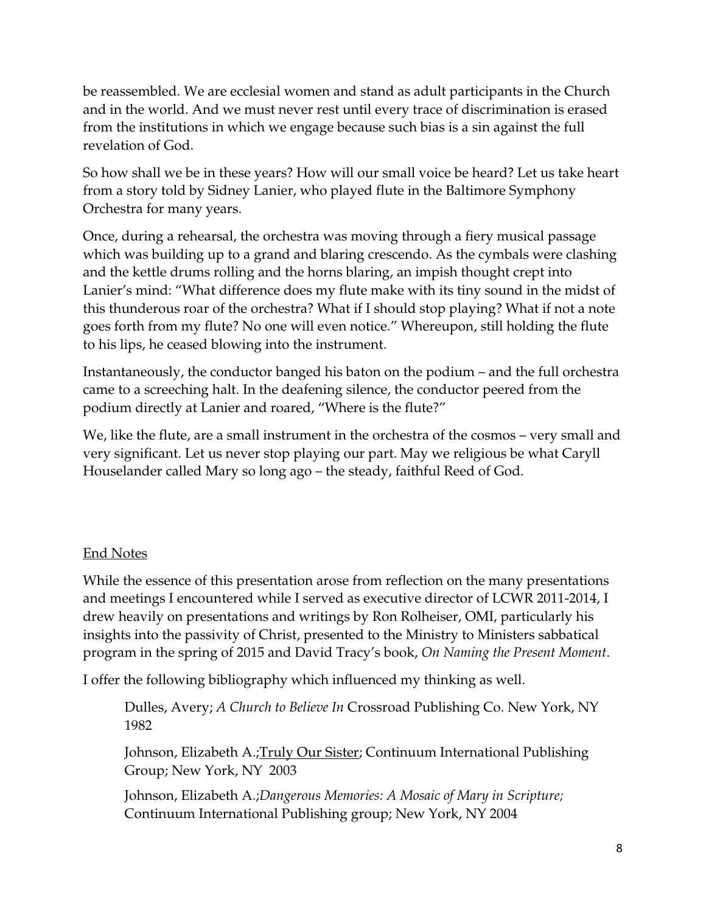be reassembled. We are ecclesial women and stand as adult participants in the Church and in the world. And we must never rest until every trace of discrimination is erased from the institutions in which we engage because such bias is a sin against the full revelation of God.

So how shall we be in these years? How will our small voice be heard? Let us take heart from a story told by Sidney Lanier, who played flute in the Baltimore Symphony Orchestra for many years.

Once, during a rehearsal, the orchestra was moving through a fiery musical passage which was building up to a grand and blaring crescendo. As the cymbals were clashing and the kettle drums rolling and the horns blaring, an impish thought crept into Lanier's mind: "What difference does my flute make with its tiny sound in the midst of this thunderous roar of the orchestra? What if I should stop playing? What if not a note goes forth from my flute? No one will even notice." Whereupon, still holding the flute to his lips, he ceased blowing into the instrument.

Instantaneously, the conductor banged his baton on the podium – and the full orchestra came to a screeching halt. In the deafening silence, the conductor peered from the podium directly at Lanier and roared, "Where is the flute?"

We, like the flute, are a small instrument in the orchestra of the cosmos – very small and very significant. Let us never stop playing our part. May we religious be what Caryll Houselander called Mary so long ago – the steady, faithful Reed of God.

<u>End Notes</u>

While the essence of this presentation arose from reflection on the many presentations and meetings I encountered while I served as executive director of LCWR 2011-2014, I drew heavily on presentations and writings by Ron Rolheiser, OMI, particularly his insights into the passivity of Christ, presented to the Ministry to Ministers sabbatical program in the spring of 2015 and David Tracy's book, *On Naming the Present Moment*.

I offer the following bibliography which influenced my thinking as well.

> Dulles, Avery; *A Church to Believe In* Crossroad Publishing Co. New York, NY 1982
>
> Johnson, Elizabeth A.;<u>Truly Our Sister</u>; Continuum International Publishing Group; New York, NY 2003
>
> Johnson, Elizabeth A.;*Dangerous Memories: A Mosaic of Mary in Scripture;* Continuum International Publishing group; New York, NY 2004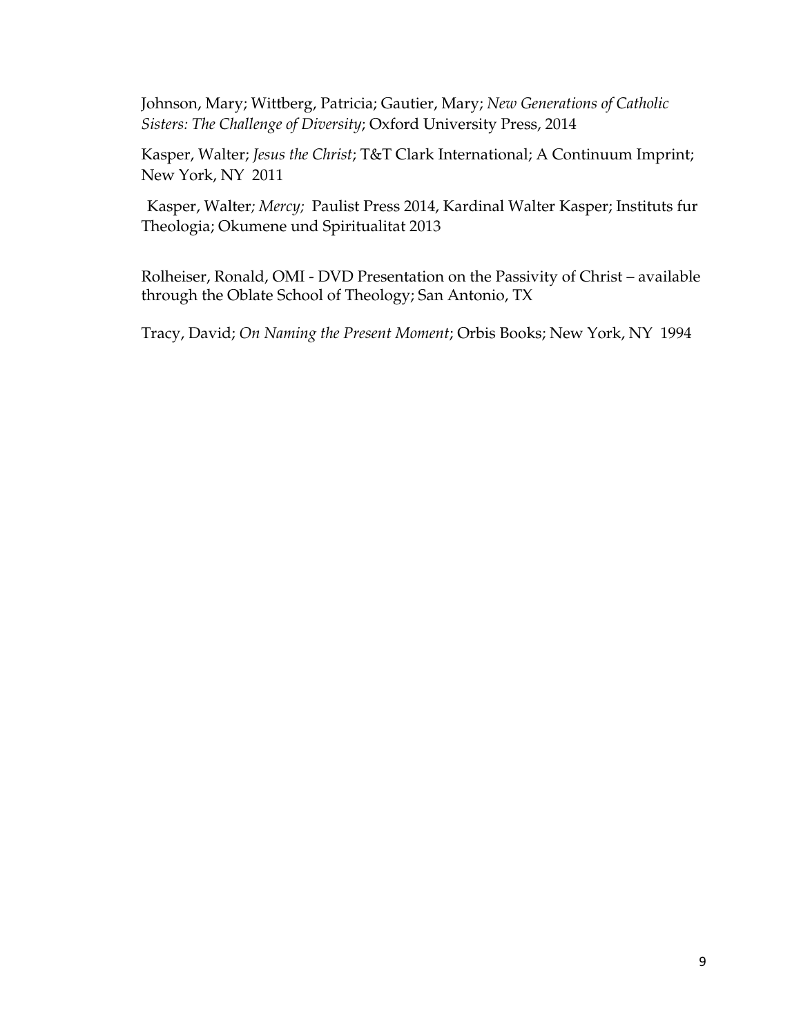Johnson, Mary; Wittberg, Patricia; Gautier, Mary; *New Generations of Catholic Sisters: The Challenge of Diversity*; Oxford University Press, 2014

Kasper, Walter; *Jesus the Christ*; T&T Clark International; A Continuum Imprint; New York, NY 2011

Kasper, Walter*; Mercy;* Paulist Press 2014, Kardinal Walter Kasper; Instituts fur Theologia; Okumene und Spiritualitat 2013

Rolheiser, Ronald, OMI - DVD Presentation on the Passivity of Christ – available through the Oblate School of Theology; San Antonio, TX

Tracy, David; *On Naming the Present Moment*; Orbis Books; New York, NY 1994